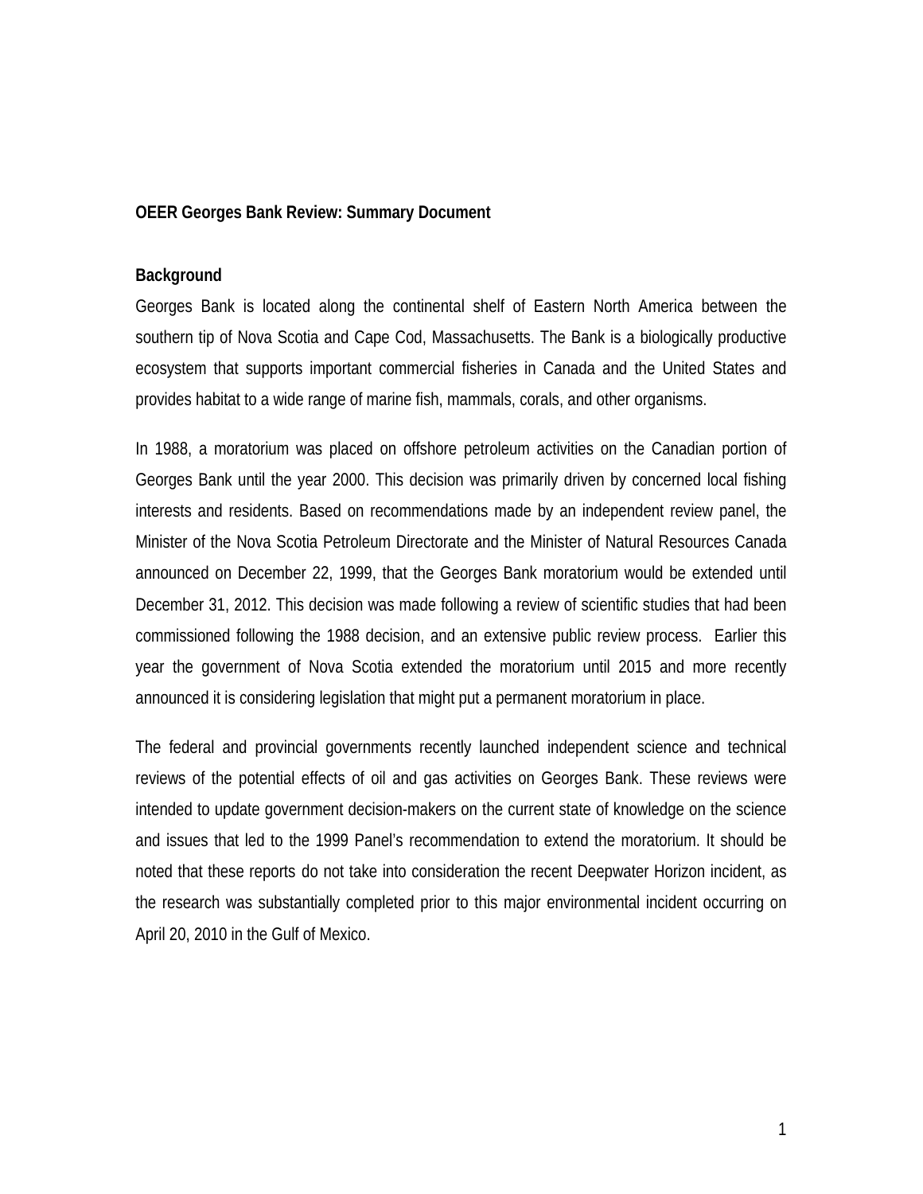# OEER Georges Bank Review: Summary Document

## Background

Georges Bank is located along the continental shelf of Eastern North America between the southern tip of Nova Scotia and Cape Cod, Massachusetts. The Bank is a biologically productive ecosystem that supports important commercial fisheries in Canada and the United States and provides habitat to a wide range of marine fish, mammals, corals, and other organisms.

In 1988, a moratorium was placed on offshore petroleum activities on the Canadian portion of Georges Bank until the year 2000. This decision was primarily driven by concerned local fishing interests and residents. Based on recommendations made by an independent review panel, the Minister of the Nova Scotia Petroleum Directorate and the Minister of Natural Resources Canada announced on December 22, 1999, that the Georges Bank moratorium would be extended until December 31, 2012. This decision was made following a review of scientific studies that had been commissioned following the 1988 decision, and an extensive public review process. Earlier this year the government of Nova Scotia extended the moratorium until 2015 and more recently announced it is considering legislation that might put a permanent moratorium in place.

The federal and provincial governments recently launched independent science and technical reviews of the potential effects of oil and gas activities on Georges Bank. These reviews were intended to update government decision-makers on the current state of knowledge on the science and issues that led to the 1999 Panel's recommendation to extend the moratorium. It should be noted that these reports do not take into consideration the recent Deepwater Horizon incident, as the research was substantially completed prior to this major environmental incident occurring on April 20, 2010 in the Gulf of Mexico.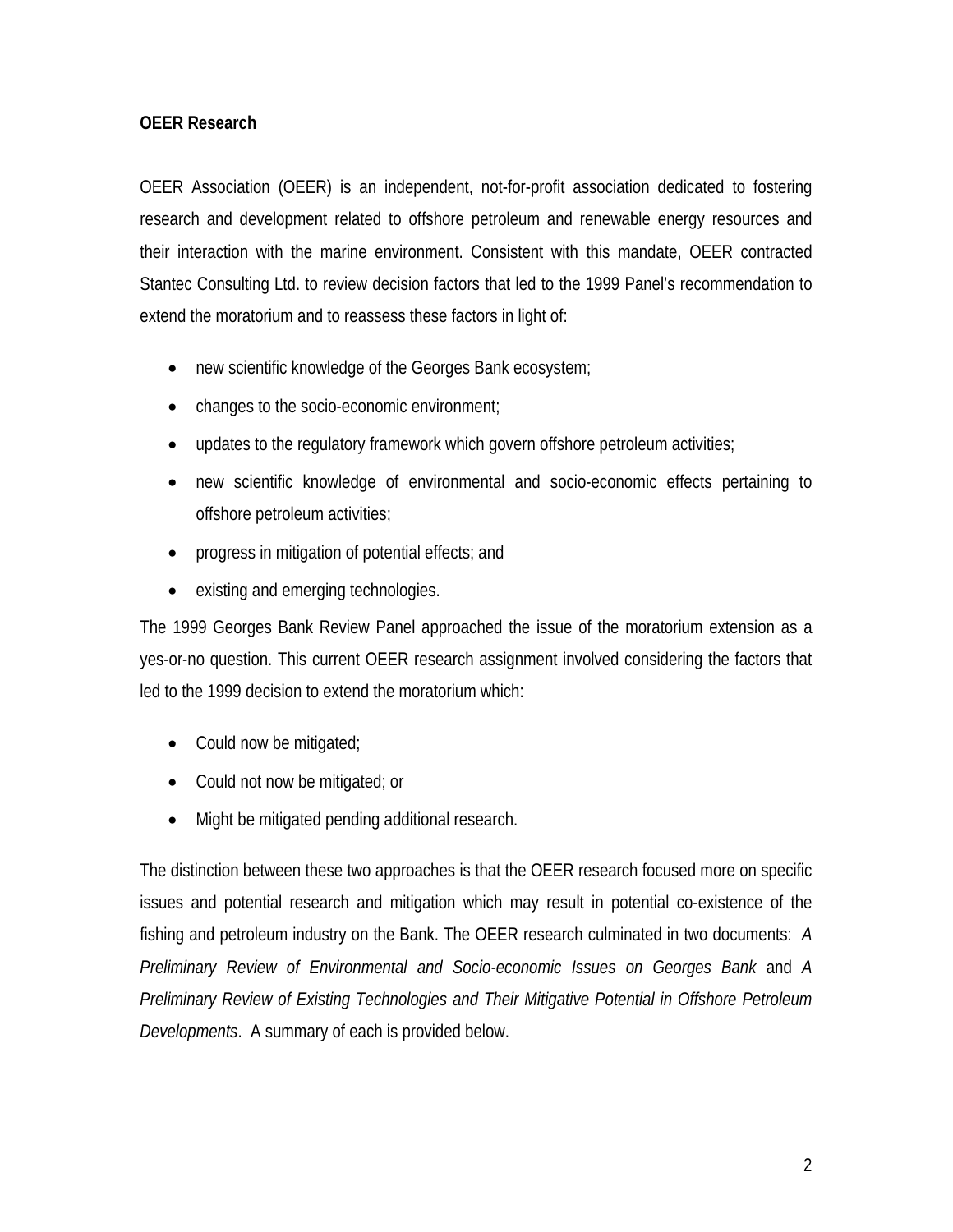**OEER Research**

OEER Association (OEER) is an independent, not-for-profit association dedicated to fostering research and development related to offshore petroleum and renewable energy resources and their interaction with the marine environment. Consistent with this mandate, OEER contracted Stantec Consulting Ltd. to review decision factors that led to the 1999 Panel's recommendation to extend the moratorium and to reassess these factors in light of:

- new scientific knowledge of the Georges Bank ecosystem;
- changes to the socio-economic environment;
- updates to the regulatory framework which govern offshore petroleum activities;
- new scientific knowledge of environmental and socio-economic effects pertaining to offshore petroleum activities;
- progress in mitigation of potential effects; and
- existing and emerging technologies.

The 1999 Georges Bank Review Panel approached the issue of the moratorium extension as a yes-or-no question. This current OEER research assignment involved considering the factors that led to the 1999 decision to extend the moratorium which:

- Could now be mitigated;
- Could not now be mitigated; or
- Might be mitigated pending additional research.

The distinction between these two approaches is that the OEER research focused more on specific issues and potential research and mitigation which may result in potential co-existence of the fishing and petroleum industry on the Bank. The OEER research culminated in two documents: *A Preliminary Review of Environmental and Socio-economic Issues on Georges Bank* and *A Preliminary Review of Existing Technologies and Their Mitigative Potential in Offshore Petroleum Developments*. A summary of each is provided below.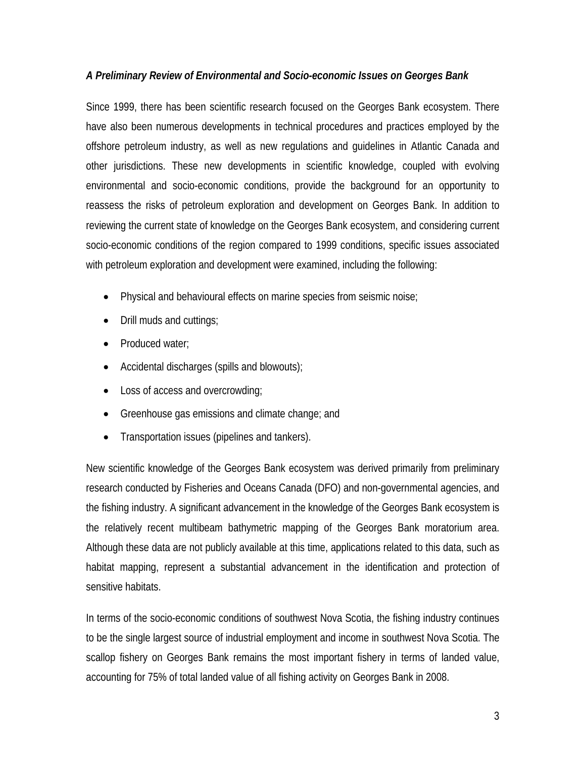### *A Preliminary Review of Environmental and Socio-economic Issues on Georges Bank*

Since 1999, there has been scientific research focused on the Georges Bank ecosystem. There have also been numerous developments in technical procedures and practices employed by the offshore petroleum industry, as well as new regulations and guidelines in Atlantic Canada and other jurisdictions. These new developments in scientific knowledge, coupled with evolving environmental and socio-economic conditions, provide the background for an opportunity to reassess the risks of petroleum exploration and development on Georges Bank. In addition to reviewing the current state of knowledge on the Georges Bank ecosystem, and considering current socio-economic conditions of the region compared to 1999 conditions, specific issues associated with petroleum exploration and development were examined, including the following:

- Physical and behavioural effects on marine species from seismic noise;
- Drill muds and cuttings;
- Produced water;
- Accidental discharges (spills and blowouts);
- Loss of access and overcrowding;
- Greenhouse gas emissions and climate change; and
- Transportation issues (pipelines and tankers).

New scientific knowledge of the Georges Bank ecosystem was derived primarily from preliminary research conducted by Fisheries and Oceans Canada (DFO) and non-governmental agencies, and the fishing industry. A significant advancement in the knowledge of the Georges Bank ecosystem is the relatively recent multibeam bathymetric mapping of the Georges Bank moratorium area. Although these data are not publicly available at this time, applications related to this data, such as habitat mapping, represent a substantial advancement in the identification and protection of sensitive habitats.

In terms of the socio-economic conditions of southwest Nova Scotia, the fishing industry continues to be the single largest source of industrial employment and income in southwest Nova Scotia. The scallop fishery on Georges Bank remains the most important fishery in terms of landed value, accounting for 75% of total landed value of all fishing activity on Georges Bank in 2008.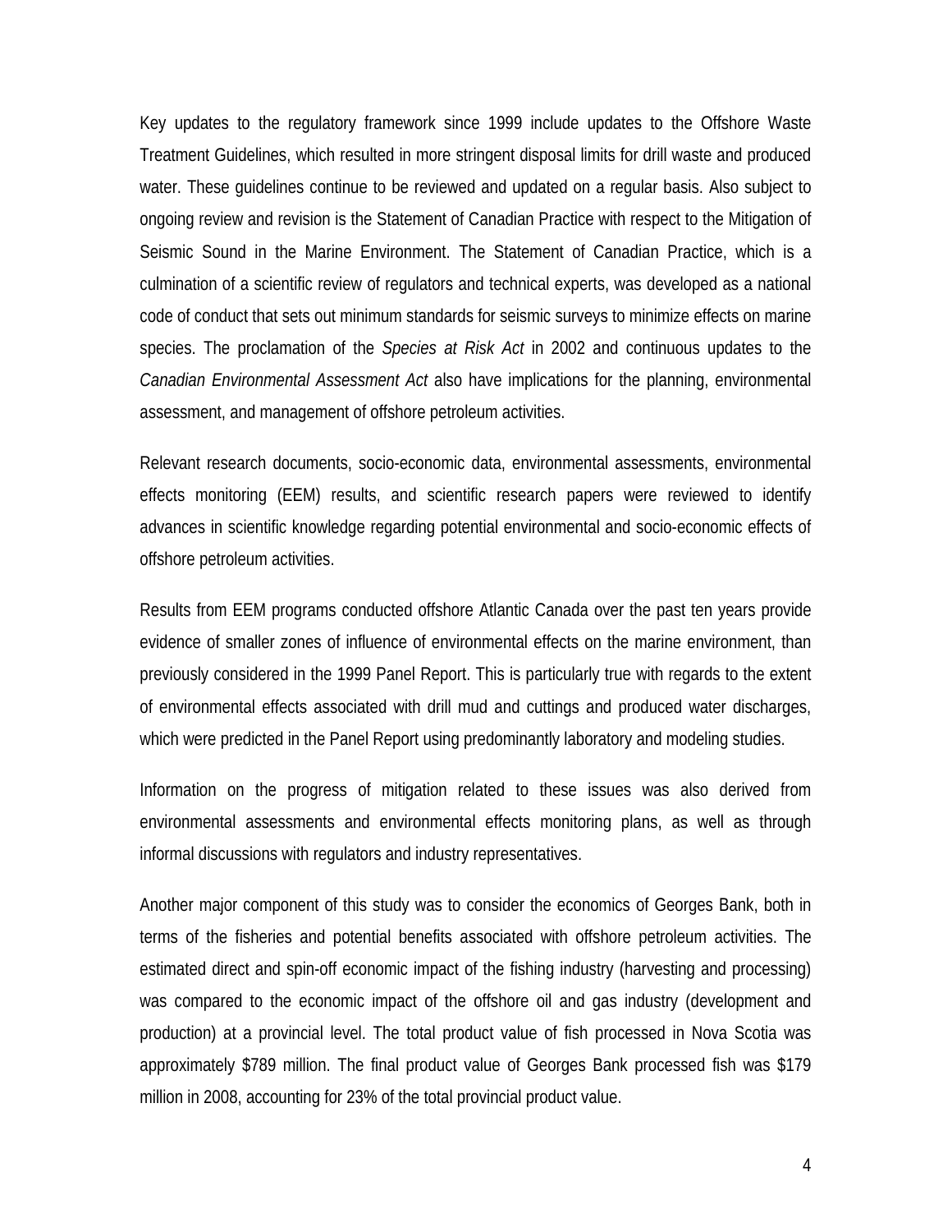Key updates to the regulatory framework since 1999 include updates to the Offshore Waste Treatment Guidelines, which resulted in more stringent disposal limits for drill waste and produced water. These guidelines continue to be reviewed and updated on a regular basis. Also subject to ongoing review and revision is the Statement of Canadian Practice with respect to the Mitigation of Seismic Sound in the Marine Environment. The Statement of Canadian Practice, which is a culmination of a scientific review of regulators and technical experts, was developed as a national code of conduct that sets out minimum standards for seismic surveys to minimize effects on marine species. The proclamation of the *Species at Risk Act* in 2002 and continuous updates to the *Canadian Environmental Assessment Act* also have implications for the planning, environmental assessment, and management of offshore petroleum activities.

Relevant research documents, socio-economic data, environmental assessments, environmental effects monitoring (EEM) results, and scientific research papers were reviewed to identify advances in scientific knowledge regarding potential environmental and socio-economic effects of offshore petroleum activities.

Results from EEM programs conducted offshore Atlantic Canada over the past ten years provide evidence of smaller zones of influence of environmental effects on the marine environment, than previously considered in the 1999 Panel Report. This is particularly true with regards to the extent of environmental effects associated with drill mud and cuttings and produced water discharges, which were predicted in the Panel Report using predominantly laboratory and modeling studies.

Information on the progress of mitigation related to these issues was also derived from environmental assessments and environmental effects monitoring plans, as well as through informal discussions with regulators and industry representatives.

Another major component of this study was to consider the economics of Georges Bank, both in terms of the fisheries and potential benefits associated with offshore petroleum activities. The estimated direct and spin-off economic impact of the fishing industry (harvesting and processing) was compared to the economic impact of the offshore oil and gas industry (development and production) at a provincial level. The total product value of fish processed in Nova Scotia was approximately $789 million. The final product value of Georges Bank processed fish was $179 million in 2008, accounting for 23% of the total provincial product value.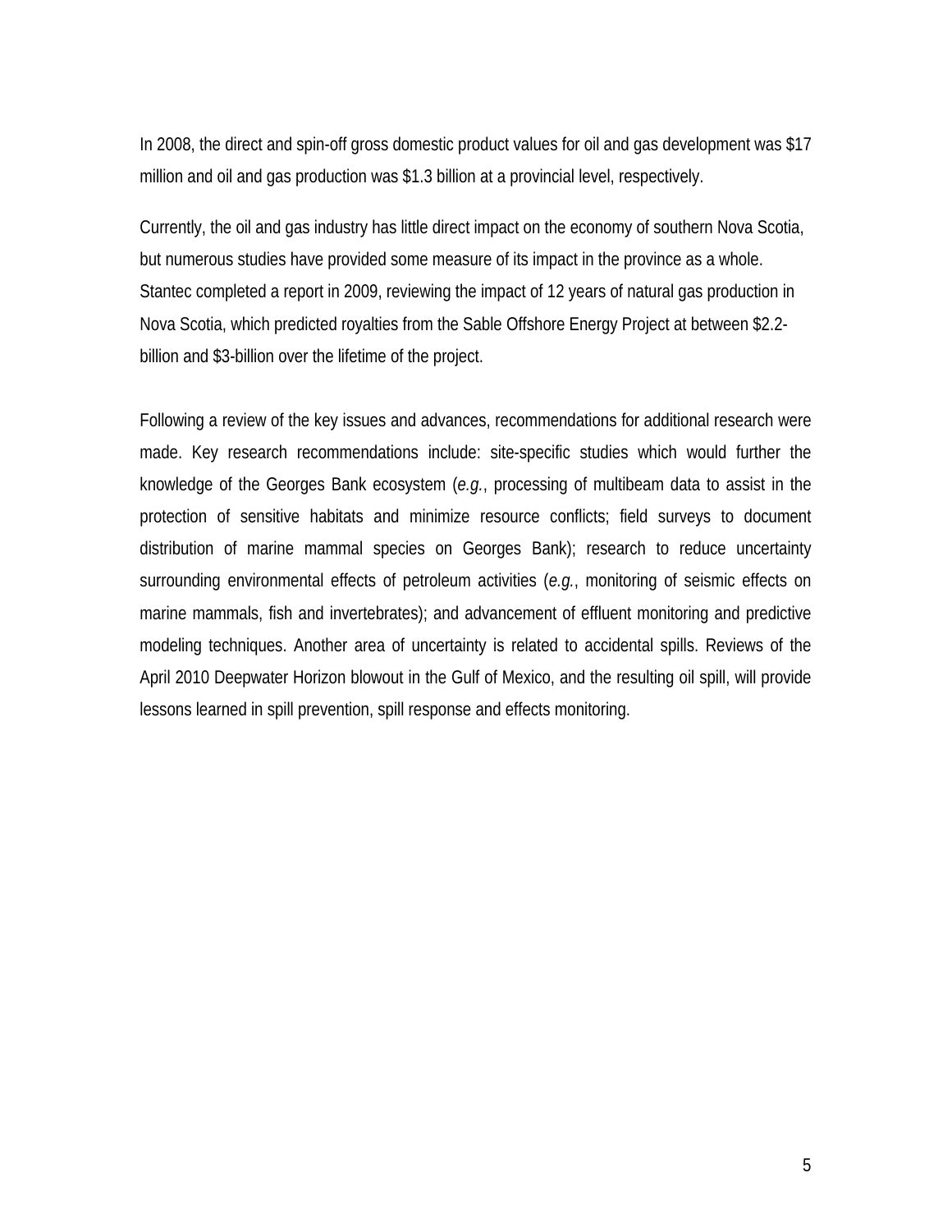In 2008, the direct and spin-off gross domestic product values for oil and gas development was $17 million and oil and gas production was $1.3 billion at a provincial level, respectively.

Currently, the oil and gas industry has little direct impact on the economy of southern Nova Scotia, but numerous studies have provided some measure of its impact in the province as a whole. Stantec completed a report in 2009, reviewing the impact of 12 years of natural gas production in Nova Scotia, which predicted royalties from the Sable Offshore Energy Project at between $2.2-billion and $3-billion over the lifetime of the project.

Following a review of the key issues and advances, recommendations for additional research were made. Key research recommendations include: site-specific studies which would further the knowledge of the Georges Bank ecosystem (*e.g.*, processing of multibeam data to assist in the protection of sensitive habitats and minimize resource conflicts; field surveys to document distribution of marine mammal species on Georges Bank); research to reduce uncertainty surrounding environmental effects of petroleum activities (*e.g.*, monitoring of seismic effects on marine mammals, fish and invertebrates); and advancement of effluent monitoring and predictive modeling techniques. Another area of uncertainty is related to accidental spills. Reviews of the April 2010 Deepwater Horizon blowout in the Gulf of Mexico, and the resulting oil spill, will provide lessons learned in spill prevention, spill response and effects monitoring.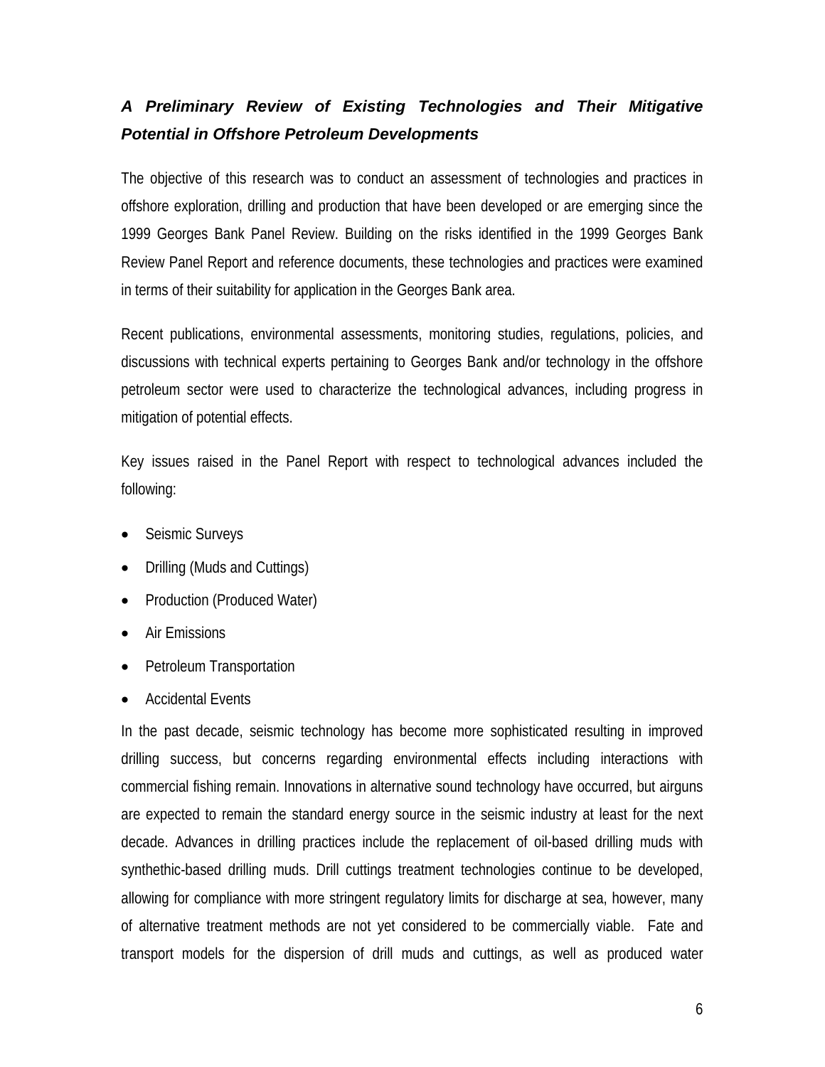### ***A Preliminary Review of Existing Technologies and Their Mitigative Potential in Offshore Petroleum Developments***

The objective of this research was to conduct an assessment of technologies and practices in offshore exploration, drilling and production that have been developed or are emerging since the 1999 Georges Bank Panel Review. Building on the risks identified in the 1999 Georges Bank Review Panel Report and reference documents, these technologies and practices were examined in terms of their suitability for application in the Georges Bank area.

Recent publications, environmental assessments, monitoring studies, regulations, policies, and discussions with technical experts pertaining to Georges Bank and/or technology in the offshore petroleum sector were used to characterize the technological advances, including progress in mitigation of potential effects.

Key issues raised in the Panel Report with respect to technological advances included the following:

- Seismic Surveys
- Drilling (Muds and Cuttings)
- Production (Produced Water)
- Air Emissions
- Petroleum Transportation
- Accidental Events

In the past decade, seismic technology has become more sophisticated resulting in improved drilling success, but concerns regarding environmental effects including interactions with commercial fishing remain. Innovations in alternative sound technology have occurred, but airguns are expected to remain the standard energy source in the seismic industry at least for the next decade. Advances in drilling practices include the replacement of oil-based drilling muds with synthethic-based drilling muds. Drill cuttings treatment technologies continue to be developed, allowing for compliance with more stringent regulatory limits for discharge at sea, however, many of alternative treatment methods are not yet considered to be commercially viable. Fate and transport models for the dispersion of drill muds and cuttings, as well as produced water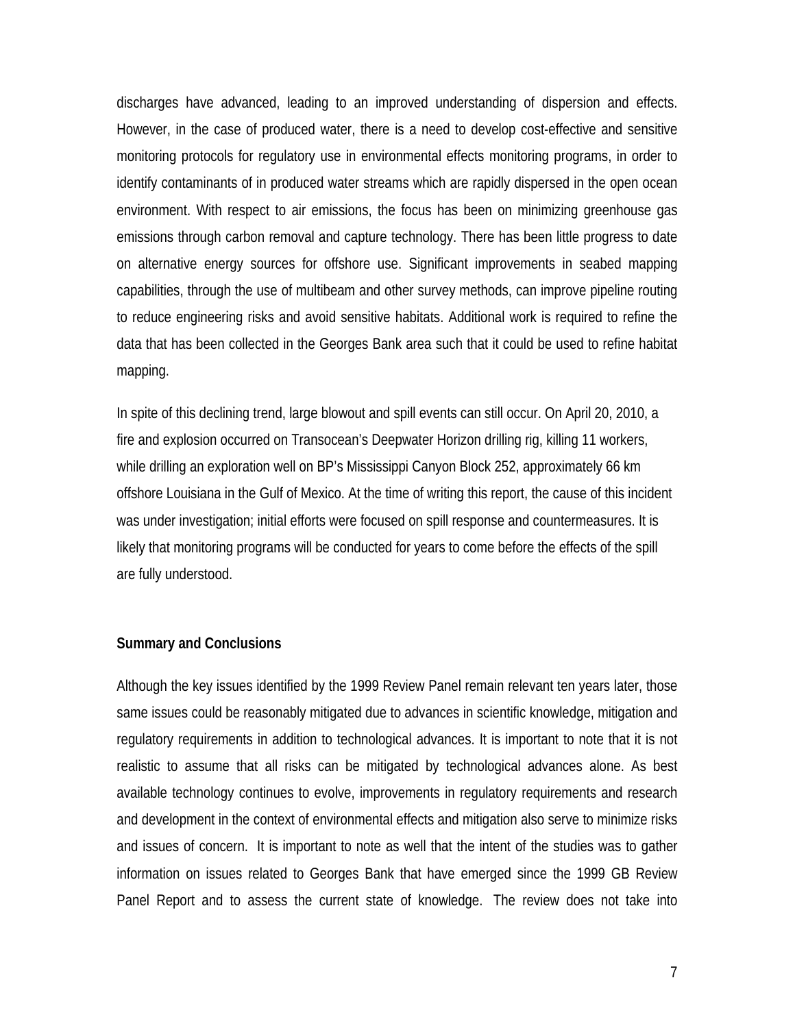discharges have advanced, leading to an improved understanding of dispersion and effects. However, in the case of produced water, there is a need to develop cost-effective and sensitive monitoring protocols for regulatory use in environmental effects monitoring programs, in order to identify contaminants of in produced water streams which are rapidly dispersed in the open ocean environment. With respect to air emissions, the focus has been on minimizing greenhouse gas emissions through carbon removal and capture technology. There has been little progress to date on alternative energy sources for offshore use. Significant improvements in seabed mapping capabilities, through the use of multibeam and other survey methods, can improve pipeline routing to reduce engineering risks and avoid sensitive habitats. Additional work is required to refine the data that has been collected in the Georges Bank area such that it could be used to refine habitat mapping.

In spite of this declining trend, large blowout and spill events can still occur. On April 20, 2010, a fire and explosion occurred on Transocean's Deepwater Horizon drilling rig, killing 11 workers, while drilling an exploration well on BP's Mississippi Canyon Block 252, approximately 66 km offshore Louisiana in the Gulf of Mexico. At the time of writing this report, the cause of this incident was under investigation; initial efforts were focused on spill response and countermeasures. It is likely that monitoring programs will be conducted for years to come before the effects of the spill are fully understood.

**Summary and Conclusions**

Although the key issues identified by the 1999 Review Panel remain relevant ten years later, those same issues could be reasonably mitigated due to advances in scientific knowledge, mitigation and regulatory requirements in addition to technological advances. It is important to note that it is not realistic to assume that all risks can be mitigated by technological advances alone. As best available technology continues to evolve, improvements in regulatory requirements and research and development in the context of environmental effects and mitigation also serve to minimize risks and issues of concern. It is important to note as well that the intent of the studies was to gather information on issues related to Georges Bank that have emerged since the 1999 GB Review Panel Report and to assess the current state of knowledge. The review does not take into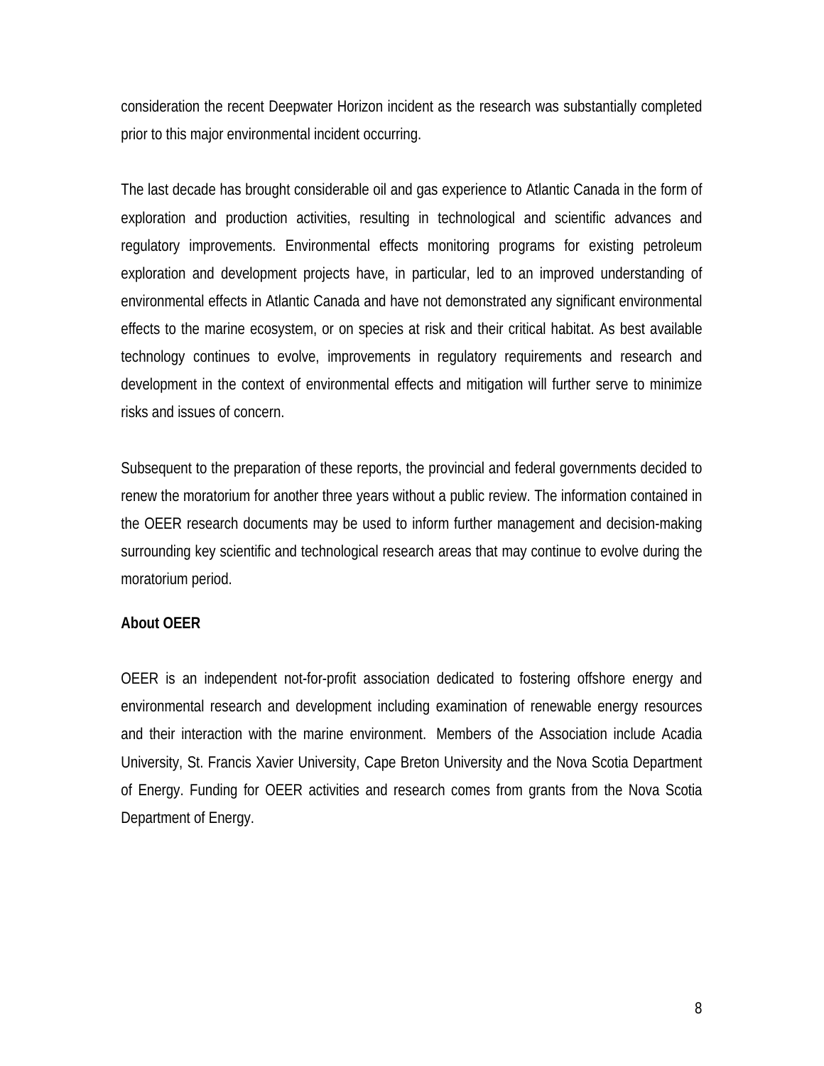consideration the recent Deepwater Horizon incident as the research was substantially completed prior to this major environmental incident occurring.

The last decade has brought considerable oil and gas experience to Atlantic Canada in the form of exploration and production activities, resulting in technological and scientific advances and regulatory improvements. Environmental effects monitoring programs for existing petroleum exploration and development projects have, in particular, led to an improved understanding of environmental effects in Atlantic Canada and have not demonstrated any significant environmental effects to the marine ecosystem, or on species at risk and their critical habitat. As best available technology continues to evolve, improvements in regulatory requirements and research and development in the context of environmental effects and mitigation will further serve to minimize risks and issues of concern.

Subsequent to the preparation of these reports, the provincial and federal governments decided to renew the moratorium for another three years without a public review. The information contained in the OEER research documents may be used to inform further management and decision-making surrounding key scientific and technological research areas that may continue to evolve during the moratorium period.

**About OEER**

OEER is an independent not-for-profit association dedicated to fostering offshore energy and environmental research and development including examination of renewable energy resources and their interaction with the marine environment. Members of the Association include Acadia University, St. Francis Xavier University, Cape Breton University and the Nova Scotia Department of Energy. Funding for OEER activities and research comes from grants from the Nova Scotia Department of Energy.